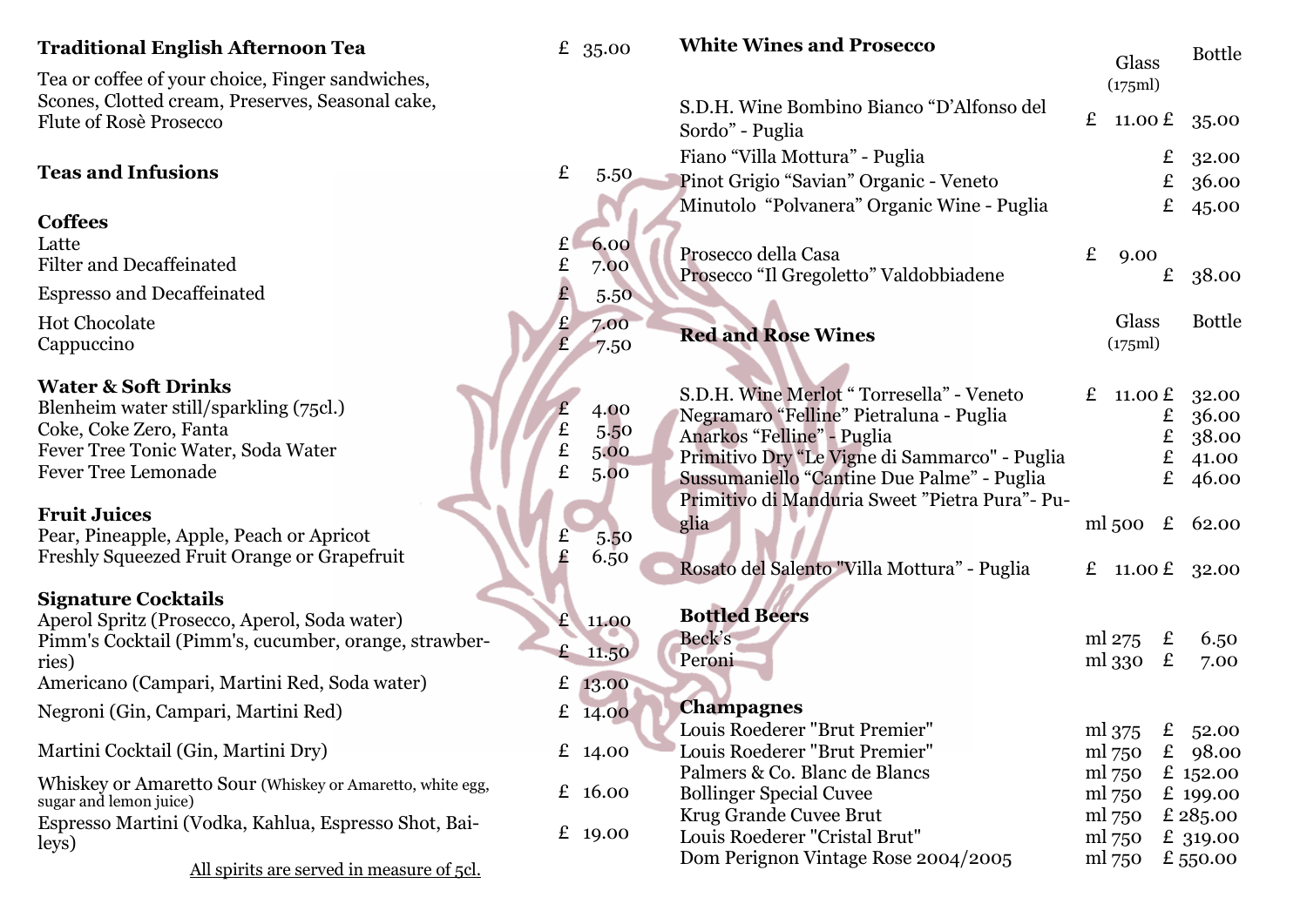## Traditional English Afternoon Tea — £ 35.00

Tea or coffee of your choice, Finger sandwiches, Scones, Clotted cream, Preserves, Seasonal cake, Flute of Rosè Prosecco

## Teas and Infusions — £ 5.50

## Coffees

| Item | Price |
|---|---|
| Latte | £ 6.00 |
| Filter and Decaffeinated | £ 7.00 |
| Espresso and Decaffeinated | £ 5.50 |
| Hot Chocolate | £ 7.00 |
| Cappuccino | £ 7.50 |

## Water & Soft Drinks

| Item | Price |
|---|---|
| Blenheim water still/sparkling (75cl.) | £ 4.00 |
| Coke, Coke Zero, Fanta | £ 5.50 |
| Fever Tree Tonic Water, Soda Water | £ 5.00 |
| Fever Tree Lemonade | £ 5.00 |

## Fruit Juices

| Item | Price |
|---|---|
| Pear, Pineapple, Apple, Peach or Apricot | £ 5.50 |
| Freshly Squeezed Fruit Orange or Grapefruit | £ 6.50 |

## Signature Cocktails

| Item | Price |
|---|---|
| Aperol Spritz (Prosecco, Aperol, Soda water) | £ 11.00 |
| Pimm's Cocktail (Pimm's, cucumber, orange, strawberries) | £ 11.50 |
| Americano (Campari, Martini Red, Soda water) | £ 13.00 |
| Negroni (Gin, Campari, Martini Red) | £ 14.00 |
| Martini Cocktail (Gin, Martini Dry) | £ 14.00 |
| Whiskey or Amaretto Sour (Whiskey or Amaretto, white egg, sugar and lemon juice) | £ 16.00 |
| Espresso Martini (Vodka, Kahlua, Espresso Shot, Baileys) | £ 19.00 |

All spirits are served in measure of 5cl.

## White Wines and Prosecco

| Wine | Glass (175ml) | Bottle |
|---|---|---|
| S.D.H. Wine Bombino Bianco "D'Alfonso del Sordo" - Puglia | £ 11.00 | £ 35.00 |
| Fiano "Villa Mottura" - Puglia | | £ 32.00 |
| Pinot Grigio "Savian" Organic - Veneto | | £ 36.00 |
| Minutolo "Polvanera" Organic Wine - Puglia | | £ 45.00 |
| Prosecco della Casa | £ 9.00 | |
| Prosecco "Il Gregoletto" Valdobbiadene | | £ 38.00 |

## Red and Rose Wines

| Wine | Glass (175ml) | Bottle |
|---|---|---|
| S.D.H. Wine Merlot " Torresella" - Veneto | £ 11.00 | £ 32.00 |
| Negramaro "Felline" Pietraluna - Puglia | | £ 36.00 |
| Anarkos "Felline" - Puglia | | £ 38.00 |
| Primitivo Dry "Le Vigne di Sammarco" - Puglia | | £ 41.00 |
| Sussumaniello "Cantine Due Palme" - Puglia | | £ 46.00 |
| Primitivo di Manduria Sweet "Pietra Pura"- Puglia | ml 500 | £ 62.00 |
| Rosato del Salento "Villa Mottura" - Puglia | £ 11.00 | £ 32.00 |

## Bottled Beers

| Beer | Size | Price |
|---|---|---|
| Beck's | ml 275 | £ 6.50 |
| Peroni | ml 330 | £ 7.00 |

## Champagnes

| Champagne | Size | Price |
|---|---|---|
| Louis Roederer "Brut Premier" | ml 375 | £ 52.00 |
| Louis Roederer "Brut Premier" | ml 750 | £ 98.00 |
| Palmers & Co. Blanc de Blancs | ml 750 | £ 152.00 |
| Bollinger Special Cuvee | ml 750 | £ 199.00 |
| Krug Grande Cuvee Brut | ml 750 | £ 285.00 |
| Louis Roederer "Cristal Brut" | ml 750 | £ 319.00 |
| Dom Perignon Vintage Rose 2004/2005 | ml 750 | £ 550.00 |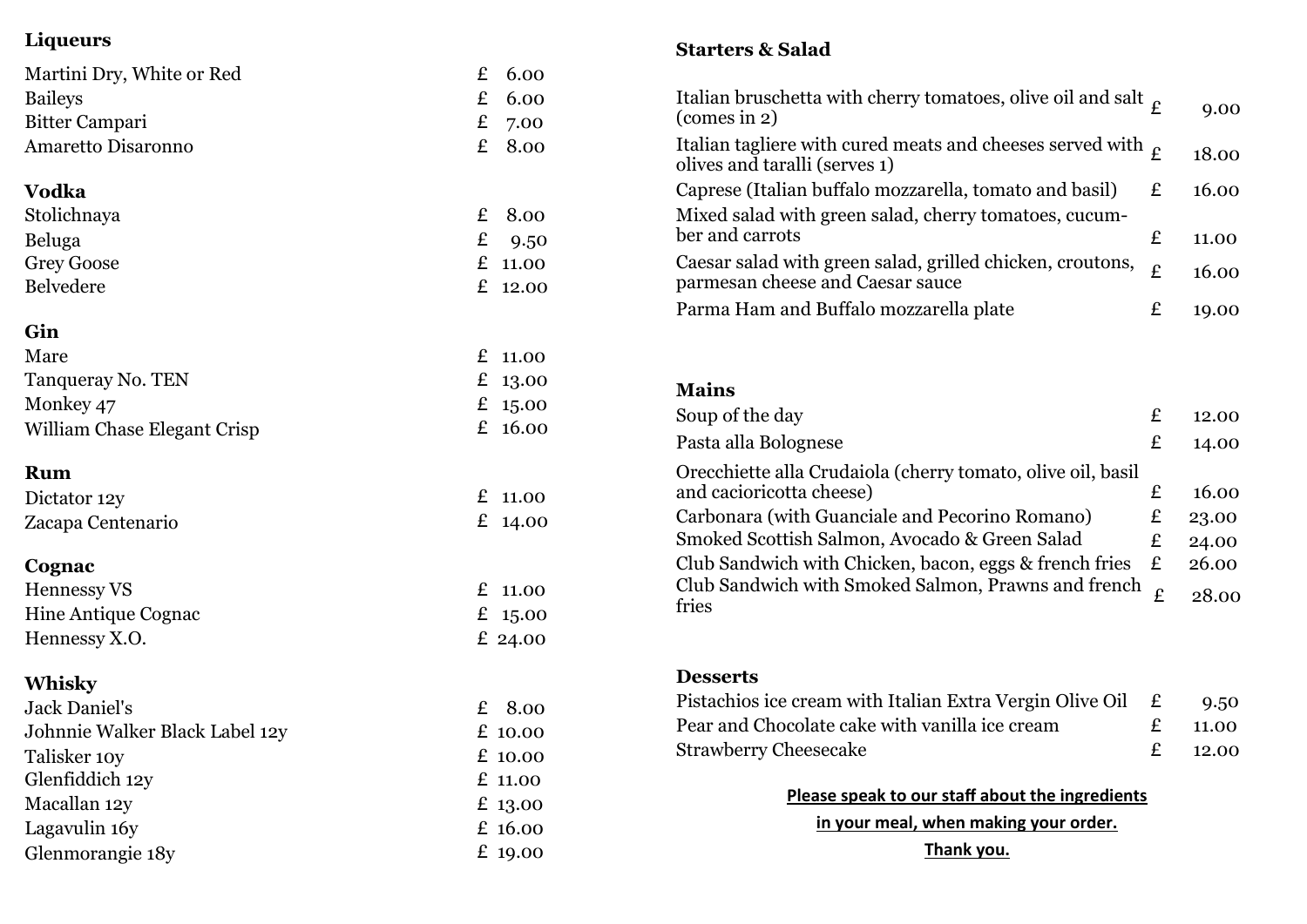## Liqueurs

| | |
|---|---|
| Martini Dry, White or Red | £ 6.00 |
| Baileys | £ 6.00 |
| Bitter Campari | £ 7.00 |
| Amaretto Disaronno | £ 8.00 |

## Vodka

| | |
|---|---|
| Stolichnaya | £ 8.00 |
| Beluga | £ 9.50 |
| Grey Goose | £ 11.00 |
| Belvedere | £ 12.00 |

## Gin

| | |
|---|---|
| Mare | £ 11.00 |
| Tanqueray No. TEN | £ 13.00 |
| Monkey 47 | £ 15.00 |
| William Chase Elegant Crisp | £ 16.00 |

## Rum

| | |
|---|---|
| Dictator 12y | £ 11.00 |
| Zacapa Centenario | £ 14.00 |

## Cognac

| | |
|---|---|
| Hennessy VS | £ 11.00 |
| Hine Antique Cognac | £ 15.00 |
| Hennessy X.O. | £ 24.00 |

## Whisky

| | |
|---|---|
| Jack Daniel's | £ 8.00 |
| Johnnie Walker Black Label 12y | £ 10.00 |
| Talisker 10y | £ 10.00 |
| Glenfiddich 12y | £ 11.00 |
| Macallan 12y | £ 13.00 |
| Lagavulin 16y | £ 16.00 |
| Glenmorangie 18y | £ 19.00 |

## Starters & Salad

| | | |
|---|---|---|
| Italian bruschetta with cherry tomatoes, olive oil and salt (comes in 2) | £ | 9.00 |
| Italian tagliere with cured meats and cheeses served with olives and taralli (serves 1) | £ | 18.00 |
| Caprese (Italian buffalo mozzarella, tomato and basil) | £ | 16.00 |
| Mixed salad with green salad, cherry tomatoes, cucumber and carrots | £ | 11.00 |
| Caesar salad with green salad, grilled chicken, croutons, parmesan cheese and Caesar sauce | £ | 16.00 |
| Parma Ham and Buffalo mozzarella plate | £ | 19.00 |

## Mains

| | | |
|---|---|---|
| Soup of the day | £ | 12.00 |
| Pasta alla Bolognese | £ | 14.00 |
| Orecchiette alla Crudaiola (cherry tomato, olive oil, basil and cacioricotta cheese) | £ | 16.00 |
| Carbonara (with Guanciale and Pecorino Romano) | £ | 23.00 |
| Smoked Scottish Salmon, Avocado & Green Salad | £ | 24.00 |
| Club Sandwich with Chicken, bacon, eggs & french fries | £ | 26.00 |
| Club Sandwich with Smoked Salmon, Prawns and french fries | £ | 28.00 |

## Desserts

| | | |
|---|---|---|
| Pistachios ice cream with Italian Extra Vergin Olive Oil | £ | 9.50 |
| Pear and Chocolate cake with vanilla ice cream | £ | 11.00 |
| Strawberry Cheesecake | £ | 12.00 |

**Please speak to our staff about the ingredients in your meal, when making your order.**

**Thank you.**